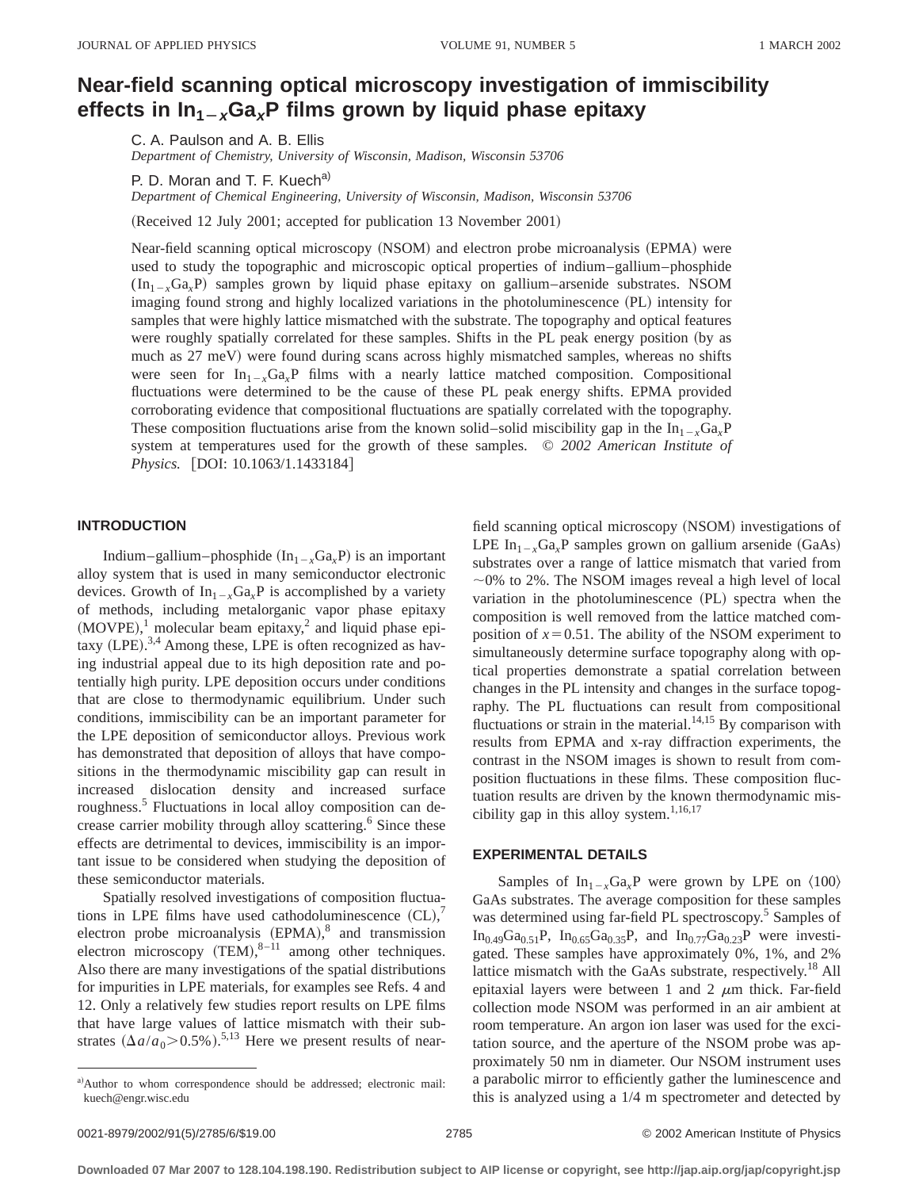# Near-field scanning optical microscopy investigation of immiscibility effects in $In_{1-x}Ga_xP$ films grown by liquid phase epitaxy

C. A. Paulson and A. B. Ellis
*Department of Chemistry, University of Wisconsin, Madison, Wisconsin 53706*

P. D. Moran and T. F. Kuech[a)]
*Department of Chemical Engineering, University of Wisconsin, Madison, Wisconsin 53706*

(Received 12 July 2001; accepted for publication 13 November 2001)

Near-field scanning optical microscopy (NSOM) and electron probe microanalysis (EPMA) were used to study the topographic and microscopic optical properties of indium–gallium–phosphide ($In_{1-x}Ga_xP$) samples grown by liquid phase epitaxy on gallium–arsenide substrates. NSOM imaging found strong and highly localized variations in the photoluminescence (PL) intensity for samples that were highly lattice mismatched with the substrate. The topography and optical features were roughly spatially correlated for these samples. Shifts in the PL peak energy position (by as much as 27 meV) were found during scans across highly mismatched samples, whereas no shifts were seen for $In_{1-x}Ga_xP$ films with a nearly lattice matched composition. Compositional fluctuations were determined to be the cause of these PL peak energy shifts. EPMA provided corroborating evidence that compositional fluctuations are spatially correlated with the topography. These composition fluctuations arise from the known solid–solid miscibility gap in the $In_{1-x}Ga_xP$ system at temperatures used for the growth of these samples. *© 2002 American Institute of Physics.* [DOI: 10.1063/1.1433184]

## INTRODUCTION

Indium–gallium–phosphide ($In_{1-x}Ga_xP$) is an important alloy system that is used in many semiconductor electronic devices. Growth of $In_{1-x}Ga_xP$ is accomplished by a variety of methods, including metalorganic vapor phase epitaxy (MOVPE),[1] molecular beam epitaxy,[2] and liquid phase epitaxy (LPE).[3,4] Among these, LPE is often recognized as having industrial appeal due to its high deposition rate and potentially high purity. LPE deposition occurs under conditions that are close to thermodynamic equilibrium. Under such conditions, immiscibility can be an important parameter for the LPE deposition of semiconductor alloys. Previous work has demonstrated that deposition of alloys that have compositions in the thermodynamic miscibility gap can result in increased dislocation density and increased surface roughness.[5] Fluctuations in local alloy composition can decrease carrier mobility through alloy scattering.[6] Since these effects are detrimental to devices, immiscibility is an important issue to be considered when studying the deposition of these semiconductor materials.

Spatially resolved investigations of composition fluctuations in LPE films have used cathodoluminescence (CL),[7] electron probe microanalysis (EPMA),[8] and transmission electron microscopy (TEM),[8–11] among other techniques. Also there are many investigations of the spatial distributions for impurities in LPE materials, for examples see Refs. 4 and 12. Only a relatively few studies report results on LPE films that have large values of lattice mismatch with their substrates ($\Delta a/a_0 > 0.5\%$).[5,13] Here we present results of near-field scanning optical microscopy (NSOM) investigations of LPE $In_{1-x}Ga_xP$ samples grown on gallium arsenide (GaAs) substrates over a range of lattice mismatch that varied from ~0% to 2%. The NSOM images reveal a high level of local variation in the photoluminescence (PL) spectra when the composition is well removed from the lattice matched composition of $x = 0.51$. The ability of the NSOM experiment to simultaneously determine surface topography along with optical properties demonstrate a spatial correlation between changes in the PL intensity and changes in the surface topography. The PL fluctuations can result from compositional fluctuations or strain in the material.[14,15] By comparison with results from EPMA and x-ray diffraction experiments, the contrast in the NSOM images is shown to result from composition fluctuations in these films. These composition fluctuation results are driven by the known thermodynamic miscibility gap in this alloy system.[1,16,17]

## EXPERIMENTAL DETAILS

Samples of $In_{1-x}Ga_xP$ were grown by LPE on ⟨100⟩ GaAs substrates. The average composition for these samples was determined using far-field PL spectroscopy.[5] Samples of $In_{0.49}Ga_{0.51}P$, $In_{0.65}Ga_{0.35}P$, and $In_{0.77}Ga_{0.23}P$ were investigated. These samples have approximately 0%, 1%, and 2% lattice mismatch with the GaAs substrate, respectively.[18] All epitaxial layers were between 1 and 2 $\mu$m thick. Far-field collection mode NSOM was performed in an air ambient at room temperature. An argon ion laser was used for the excitation source, and the aperture of the NSOM probe was approximately 50 nm in diameter. Our NSOM instrument uses a parabolic mirror to efficiently gather the luminescence and this is analyzed using a 1/4 m spectrometer and detected by

[a)]Author to whom correspondence should be addressed; electronic mail: kuech@engr.wisc.edu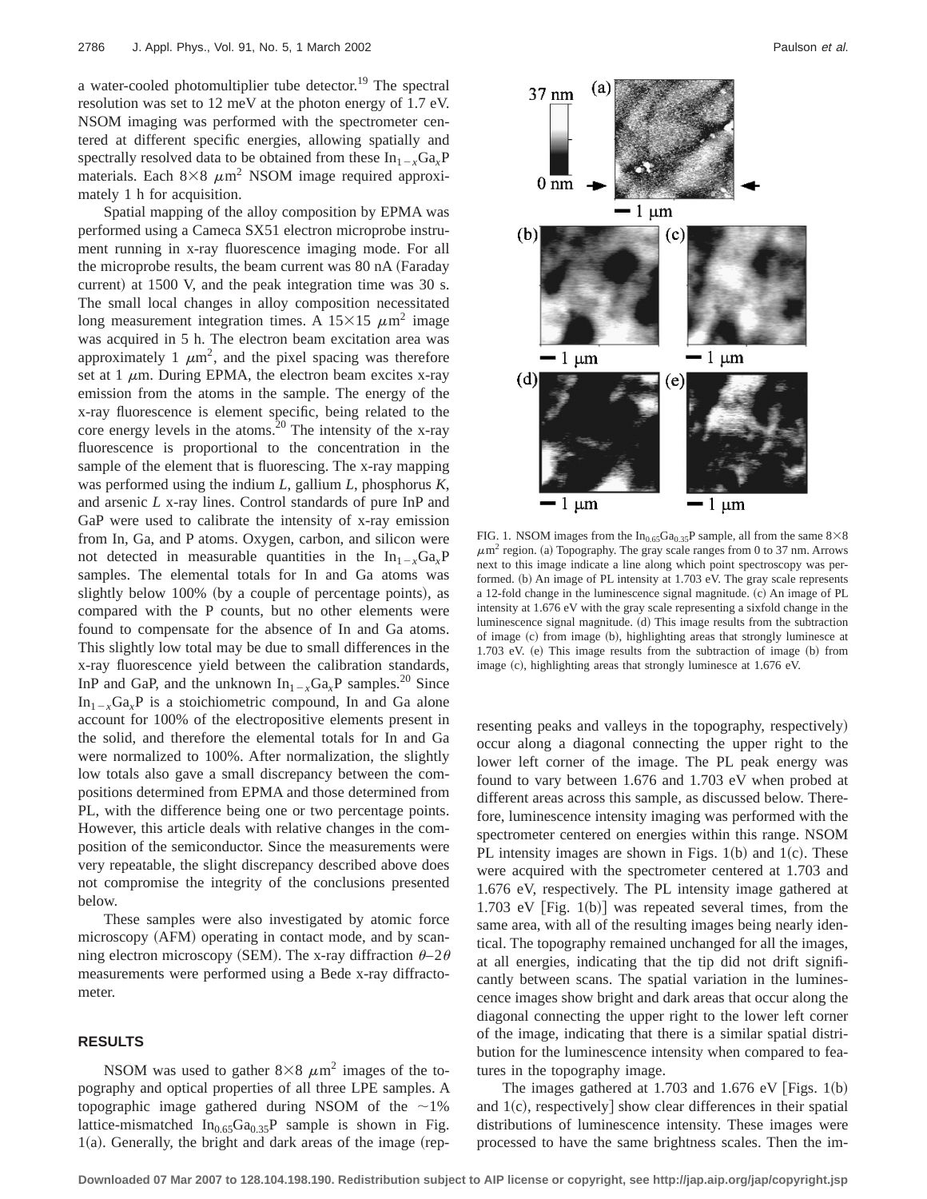a water-cooled photomultiplier tube detector.[19] The spectral resolution was set to 12 meV at the photon energy of 1.7 eV. NSOM imaging was performed with the spectrometer centered at different specific energies, allowing spatially and spectrally resolved data to be obtained from these $In_{1-x}Ga_xP$ materials. Each $8\times8\ \mu m^2$ NSOM image required approximately 1 h for acquisition.

Spatial mapping of the alloy composition by EPMA was performed using a Cameca SX51 electron microprobe instrument running in x-ray fluorescence imaging mode. For all the microprobe results, the beam current was 80 nA (Faraday current) at 1500 V, and the peak integration time was 30 s. The small local changes in alloy composition necessitated long measurement integration times. A $15\times15\ \mu m^2$ image was acquired in 5 h. The electron beam excitation area was approximately 1 $\mu m^2$, and the pixel spacing was therefore set at 1 $\mu$m. During EPMA, the electron beam excites x-ray emission from the atoms in the sample. The energy of the x-ray fluorescence is element specific, being related to the core energy levels in the atoms.[20] The intensity of the x-ray fluorescence is proportional to the concentration in the sample of the element that is fluorescing. The x-ray mapping was performed using the indium *L*, gallium *L*, phosphorus *K*, and arsenic *L* x-ray lines. Control standards of pure InP and GaP were used to calibrate the intensity of x-ray emission from In, Ga, and P atoms. Oxygen, carbon, and silicon were not detected in measurable quantities in the $In_{1-x}Ga_xP$ samples. The elemental totals for In and Ga atoms was slightly below 100% (by a couple of percentage points), as compared with the P counts, but no other elements were found to compensate for the absence of In and Ga atoms. This slightly low total may be due to small differences in the x-ray fluorescence yield between the calibration standards, InP and GaP, and the unknown $In_{1-x}Ga_xP$ samples.[20] Since $In_{1-x}Ga_xP$ is a stoichiometric compound, In and Ga alone account for 100% of the electropositive elements present in the solid, and therefore the elemental totals for In and Ga were normalized to 100%. After normalization, the slightly low totals also gave a small discrepancy between the compositions determined from EPMA and those determined from PL, with the difference being one or two percentage points. However, this article deals with relative changes in the composition of the semiconductor. Since the measurements were very repeatable, the slight discrepancy described above does not compromise the integrity of the conclusions presented below.

These samples were also investigated by atomic force microscopy (AFM) operating in contact mode, and by scanning electron microscopy (SEM). The x-ray diffraction $\theta$–$2\theta$ measurements were performed using a Bede x-ray diffractometer.

## RESULTS

NSOM was used to gather $8\times8\ \mu m^2$ images of the topography and optical properties of all three LPE samples. A topographic image gathered during NSOM of the ~1% lattice-mismatched $In_{0.65}Ga_{0.35}P$ sample is shown in Fig. 1(a). Generally, the bright and dark areas of the image (representing peaks and valleys in the topography, respectively) occur along a diagonal connecting the upper right to the lower left corner of the image. The PL peak energy was found to vary between 1.676 and 1.703 eV when probed at different areas across this sample, as discussed below. Therefore, luminescence intensity imaging was performed with the spectrometer centered on energies within this range. NSOM PL intensity images are shown in Figs. 1(b) and 1(c). These were acquired with the spectrometer centered at 1.703 and 1.676 eV, respectively. The PL intensity image gathered at 1.703 eV [Fig. 1(b)] was repeated several times, from the same area, with all of the resulting images being nearly identical. The topography remained unchanged for all the images, at all energies, indicating that the tip did not drift significantly between scans. The spatial variation in the luminescence images show bright and dark areas that occur along the diagonal connecting the upper right to the lower left corner of the image, indicating that there is a similar spatial distribution for the luminescence intensity when compared to features in the topography image.

The images gathered at 1.703 and 1.676 eV [Figs. 1(b) and 1(c), respectively] show clear differences in their spatial distributions of luminescence intensity. These images were processed to have the same brightness scales. Then the im-

FIG. 1. NSOM images from the $In_{0.65}Ga_{0.35}P$ sample, all from the same $8\times8\ \mu m^2$ region. (a) Topography. The gray scale ranges from 0 to 37 nm. Arrows next to this image indicate a line along which point spectroscopy was performed. (b) An image of PL intensity at 1.703 eV. The gray scale represents a 12-fold change in the luminescence signal magnitude. (c) An image of PL intensity at 1.676 eV with the gray scale representing a sixfold change in the luminescence signal magnitude. (d) This image results from the subtraction of image (c) from image (b), highlighting areas that strongly luminesce at 1.703 eV. (e) This image results from the subtraction of image (b) from image (c), highlighting areas that strongly luminesce at 1.676 eV.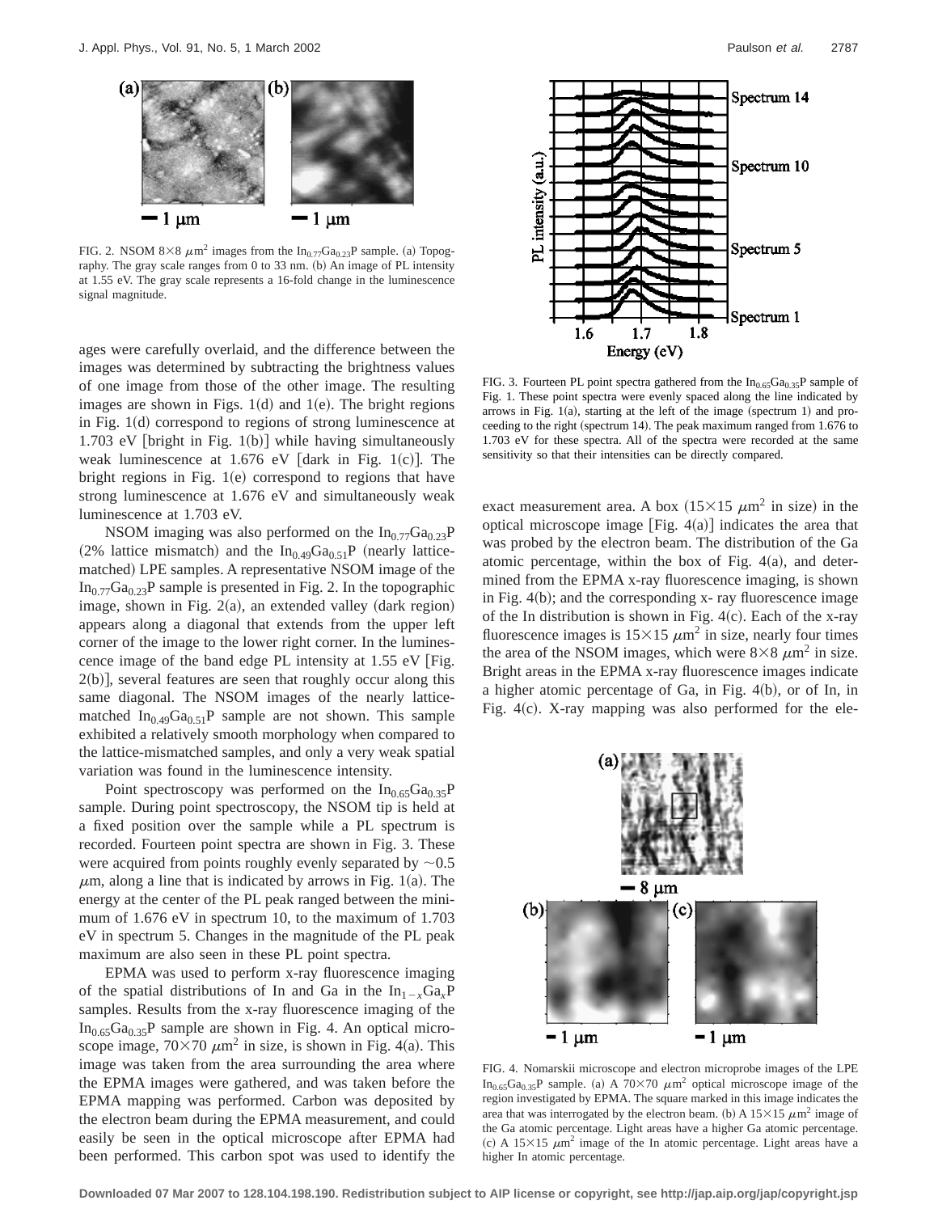FIG. 2. NSOM 8×8 $\mu m^2$ images from the $In_{0.77}Ga_{0.23}P$ sample. (a) Topography. The gray scale ranges from 0 to 33 nm. (b) An image of PL intensity at 1.55 eV. The gray scale represents a 16-fold change in the luminescence signal magnitude.

ages were carefully overlaid, and the difference between the images was determined by subtracting the brightness values of one image from those of the other image. The resulting images are shown in Figs. 1(d) and 1(e). The bright regions in Fig. 1(d) correspond to regions of strong luminescence at 1.703 eV [bright in Fig. 1(b)] while having simultaneously weak luminescence at 1.676 eV [dark in Fig. 1(c)]. The bright regions in Fig. 1(e) correspond to regions that have strong luminescence at 1.676 eV and simultaneously weak luminescence at 1.703 eV.

NSOM imaging was also performed on the $In_{0.77}Ga_{0.23}P$ (2% lattice mismatch) and the $In_{0.49}Ga_{0.51}P$ (nearly lattice-matched) LPE samples. A representative NSOM image of the $In_{0.77}Ga_{0.23}P$ sample is presented in Fig. 2. In the topographic image, shown in Fig. 2(a), an extended valley (dark region) appears along a diagonal that extends from the upper left corner of the image to the lower right corner. In the luminescence image of the band edge PL intensity at 1.55 eV [Fig. 2(b)], several features are seen that roughly occur along this same diagonal. The NSOM images of the nearly lattice-matched $In_{0.49}Ga_{0.51}P$ sample are not shown. This sample exhibited a relatively smooth morphology when compared to the lattice-mismatched samples, and only a very weak spatial variation was found in the luminescence intensity.

Point spectroscopy was performed on the $In_{0.65}Ga_{0.35}P$ sample. During point spectroscopy, the NSOM tip is held at a fixed position over the sample while a PL spectrum is recorded. Fourteen point spectra are shown in Fig. 3. These were acquired from points roughly evenly separated by ~0.5 $\mu$m, along a line that is indicated by arrows in Fig. 1(a). The energy at the center of the PL peak ranged between the minimum of 1.676 eV in spectrum 10, to the maximum of 1.703 eV in spectrum 5. Changes in the magnitude of the PL peak maximum are also seen in these PL point spectra.

EPMA was used to perform x-ray fluorescence imaging of the spatial distributions of In and Ga in the $In_{1-x}Ga_xP$ samples. Results from the x-ray fluorescence imaging of the $In_{0.65}Ga_{0.35}P$ sample are shown in Fig. 4. An optical microscope image, 70×70 $\mu m^2$ in size, is shown in Fig. 4(a). This image was taken from the area surrounding the area where the EPMA images were gathered, and was taken before the EPMA mapping was performed. Carbon was deposited by the electron beam during the EPMA measurement, and could easily be seen in the optical microscope after EPMA had been performed. This carbon spot was used to identify the exact measurement area. A box (15×15 $\mu m^2$ in size) in the optical microscope image [Fig. 4(a)] indicates the area that was probed by the electron beam. The distribution of the Ga atomic percentage, within the box of Fig. 4(a), and determined from the EPMA x-ray fluorescence imaging, is shown in Fig. 4(b); and the corresponding x- ray fluorescence image of the In distribution is shown in Fig. 4(c). Each of the x-ray fluorescence images is 15×15 $\mu m^2$ in size, nearly four times the area of the NSOM images, which were 8×8 $\mu m^2$ in size. Bright areas in the EPMA x-ray fluorescence images indicate a higher atomic percentage of Ga, in Fig. 4(b), or of In, in Fig. 4(c). X-ray mapping was also performed for the ele-

FIG. 3. Fourteen PL point spectra gathered from the $In_{0.65}Ga_{0.35}P$ sample of Fig. 1. These point spectra were evenly spaced along the line indicated by arrows in Fig. 1(a), starting at the left of the image (spectrum 1) and proceeding to the right (spectrum 14). The peak maximum ranged from 1.676 to 1.703 eV for these spectra. All of the spectra were recorded at the same sensitivity so that their intensities can be directly compared.

FIG. 4. Nomarskii microscope and electron microprobe images of the LPE $In_{0.65}Ga_{0.35}P$ sample. (a) A 70×70 $\mu m^2$ optical microscope image of the region investigated by EPMA. The square marked in this image indicates the area that was interrogated by the electron beam. (b) A 15×15 $\mu m^2$ image of the Ga atomic percentage. Light areas have a higher Ga atomic percentage. (c) A 15×15 $\mu m^2$ image of the In atomic percentage. Light areas have a higher In atomic percentage.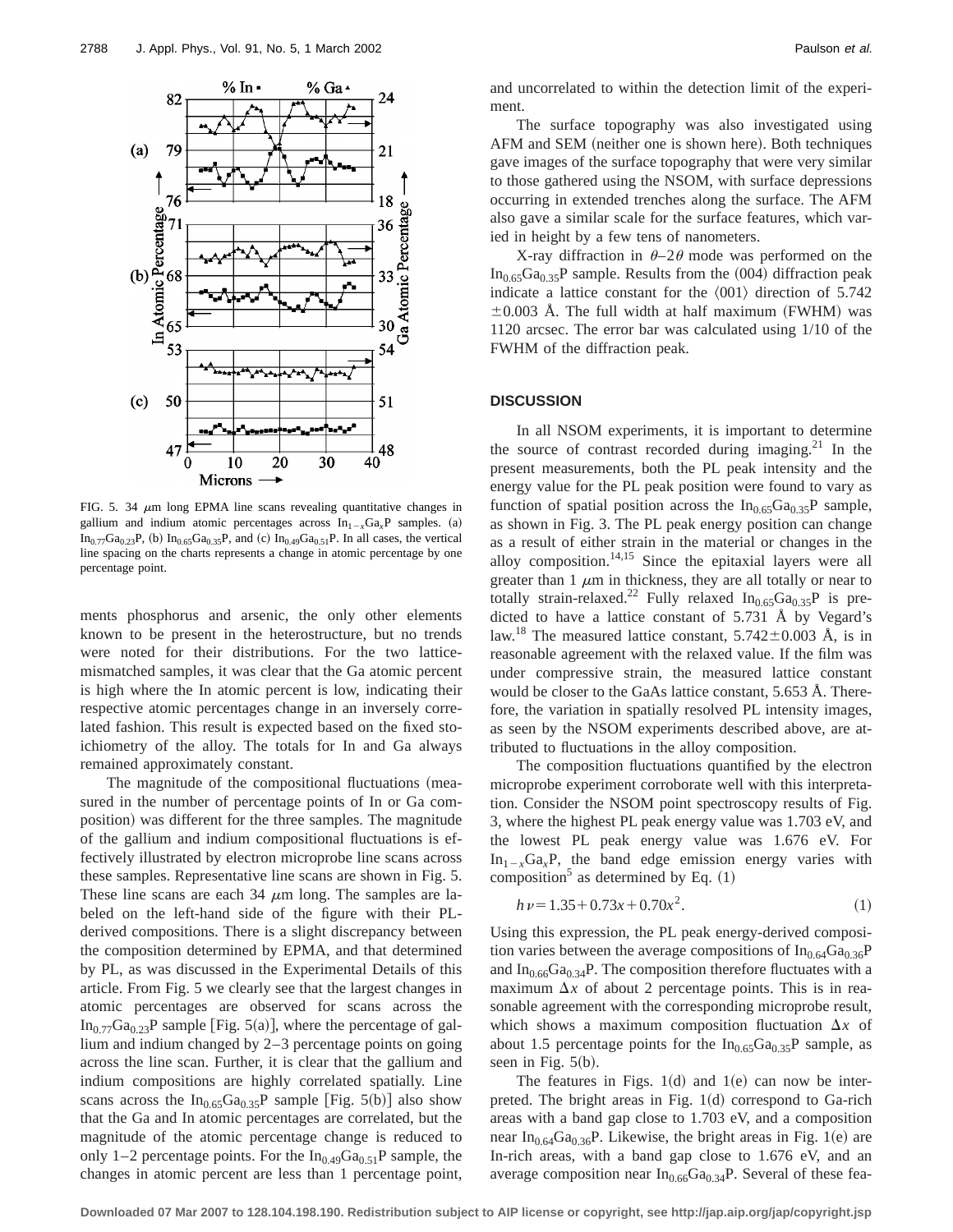FIG. 5. 34 $\mu$m long EPMA line scans revealing quantitative changes in gallium and indium atomic percentages across $In_{1-x}Ga_xP$ samples. (a) $In_{0.77}Ga_{0.23}P$, (b) $In_{0.65}Ga_{0.35}P$, and (c) $In_{0.49}Ga_{0.51}P$. In all cases, the vertical line spacing on the charts represents a change in atomic percentage by one percentage point.

ments phosphorus and arsenic, the only other elements known to be present in the heterostructure, but no trends were noted for their distributions. For the two lattice-mismatched samples, it was clear that the Ga atomic percent is high where the In atomic percent is low, indicating their respective atomic percentages change in an inversely correlated fashion. This result is expected based on the fixed stoichiometry of the alloy. The totals for In and Ga always remained approximately constant.

The magnitude of the compositional fluctuations (measured in the number of percentage points of In or Ga composition) was different for the three samples. The magnitude of the gallium and indium compositional fluctuations is effectively illustrated by electron microprobe line scans across these samples. Representative line scans are shown in Fig. 5. These line scans are each 34 $\mu$m long. The samples are labeled on the left-hand side of the figure with their PL-derived compositions. There is a slight discrepancy between the composition determined by EPMA, and that determined by PL, as was discussed in the Experimental Details of this article. From Fig. 5 we clearly see that the largest changes in atomic percentages are observed for scans across the $In_{0.77}Ga_{0.23}P$ sample [Fig. 5(a)], where the percentage of gallium and indium changed by 2–3 percentage points on going across the line scan. Further, it is clear that the gallium and indium compositions are highly correlated spatially. Line scans across the $In_{0.65}Ga_{0.35}P$ sample [Fig. 5(b)] also show that the Ga and In atomic percentages are correlated, but the magnitude of the atomic percentage change is reduced to only 1–2 percentage points. For the $In_{0.49}Ga_{0.51}P$ sample, the changes in atomic percent are less than 1 percentage point, and uncorrelated to within the detection limit of the experiment.

The surface topography was also investigated using AFM and SEM (neither one is shown here). Both techniques gave images of the surface topography that were very similar to those gathered using the NSOM, with surface depressions occurring in extended trenches along the surface. The AFM also gave a similar scale for the surface features, which varied in height by a few tens of nanometers.

X-ray diffraction in $\theta$–$2\theta$ mode was performed on the $In_{0.65}Ga_{0.35}P$ sample. Results from the (004) diffraction peak indicate a lattice constant for the ⟨001⟩ direction of 5.742 $\pm$0.003 Å. The full width at half maximum (FWHM) was 1120 arcsec. The error bar was calculated using 1/10 of the FWHM of the diffraction peak.

## DISCUSSION

In all NSOM experiments, it is important to determine the source of contrast recorded during imaging.[21] In the present measurements, both the PL peak intensity and the energy value for the PL peak position were found to vary as function of spatial position across the $In_{0.65}Ga_{0.35}P$ sample, as shown in Fig. 3. The PL peak energy position can change as a result of either strain in the material or changes in the alloy composition.[14,15] Since the epitaxial layers were all greater than 1 $\mu$m in thickness, they are all totally or near to totally strain-relaxed.[22] Fully relaxed $In_{0.65}Ga_{0.35}P$ is predicted to have a lattice constant of 5.731 Å by Vegard's law.[18] The measured lattice constant, 5.742$\pm$0.003 Å, is in reasonable agreement with the relaxed value. If the film was under compressive strain, the measured lattice constant would be closer to the GaAs lattice constant, 5.653 Å. Therefore, the variation in spatially resolved PL intensity images, as seen by the NSOM experiments described above, are attributed to fluctuations in the alloy composition.

The composition fluctuations quantified by the electron microprobe experiment corroborate well with this interpretation. Consider the NSOM point spectroscopy results of Fig. 3, where the highest PL peak energy value was 1.703 eV, and the lowest PL peak energy value was 1.676 eV. For $In_{1-x}Ga_xP$, the band edge emission energy varies with composition[5] as determined by Eq. (1)

$$h\nu = 1.35 + 0.73x + 0.70x^2. \tag{1}$$

Using this expression, the PL peak energy-derived composition varies between the average compositions of $In_{0.64}Ga_{0.36}P$ and $In_{0.66}Ga_{0.34}P$. The composition therefore fluctuates with a maximum $\Delta x$ of about 2 percentage points. This is in reasonable agreement with the corresponding microprobe result, which shows a maximum composition fluctuation $\Delta x$ of about 1.5 percentage points for the $In_{0.65}Ga_{0.35}P$ sample, as seen in Fig. 5(b).

The features in Figs. 1(d) and 1(e) can now be interpreted. The bright areas in Fig. 1(d) correspond to Ga-rich areas with a band gap close to 1.703 eV, and a composition near $In_{0.64}Ga_{0.36}P$. Likewise, the bright areas in Fig. 1(e) are In-rich areas, with a band gap close to 1.676 eV, and an average composition near $In_{0.66}Ga_{0.34}P$. Several of these fea-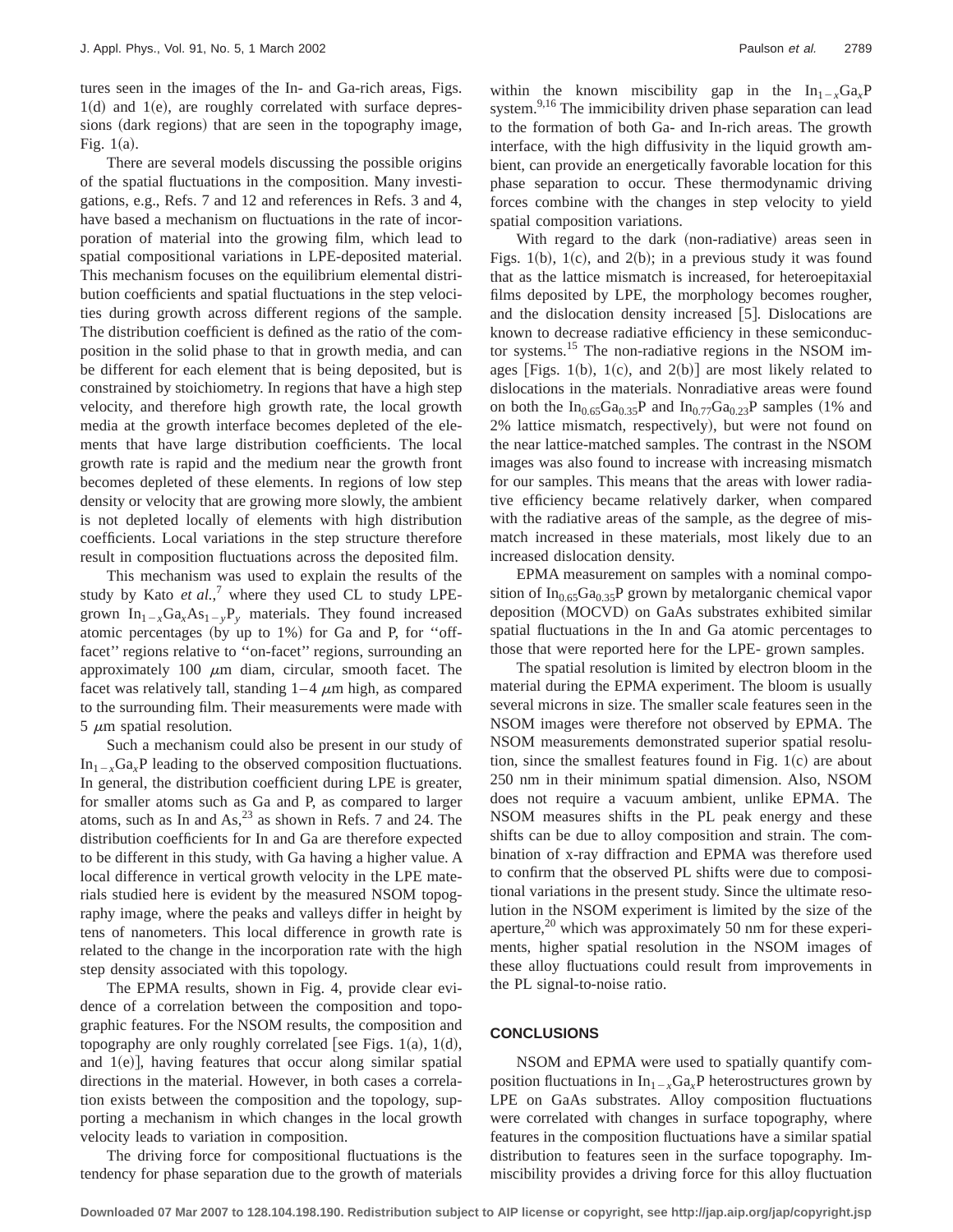tures seen in the images of the In- and Ga-rich areas, Figs. 1(d) and 1(e), are roughly correlated with surface depressions (dark regions) that are seen in the topography image, Fig. 1(a).

There are several models discussing the possible origins of the spatial fluctuations in the composition. Many investigations, e.g., Refs. 7 and 12 and references in Refs. 3 and 4, have based a mechanism on fluctuations in the rate of incorporation of material into the growing film, which lead to spatial compositional variations in LPE-deposited material. This mechanism focuses on the equilibrium elemental distribution coefficients and spatial fluctuations in the step velocities during growth across different regions of the sample. The distribution coefficient is defined as the ratio of the composition in the solid phase to that in growth media, and can be different for each element that is being deposited, but is constrained by stoichiometry. In regions that have a high step velocity, and therefore high growth rate, the local growth media at the growth interface becomes depleted of the elements that have large distribution coefficients. The local growth rate is rapid and the medium near the growth front becomes depleted of these elements. In regions of low step density or velocity that are growing more slowly, the ambient is not depleted locally of elements with high distribution coefficients. Local variations in the step structure therefore result in composition fluctuations across the deposited film.

This mechanism was used to explain the results of the study by Kato *et al.*,[7] where they used CL to study LPE-grown $In_{1-x}Ga_xAs_{1-y}P_y$ materials. They found increased atomic percentages (by up to 1%) for Ga and P, for ''off-facet'' regions relative to ''on-facet'' regions, surrounding an approximately 100 $\mu$m diam, circular, smooth facet. The facet was relatively tall, standing 1–4 $\mu$m high, as compared to the surrounding film. Their measurements were made with 5 $\mu$m spatial resolution.

Such a mechanism could also be present in our study of $In_{1-x}Ga_xP$ leading to the observed composition fluctuations. In general, the distribution coefficient during LPE is greater, for smaller atoms such as Ga and P, as compared to larger atoms, such as In and As,[23] as shown in Refs. 7 and 24. The distribution coefficients for In and Ga are therefore expected to be different in this study, with Ga having a higher value. A local difference in vertical growth velocity in the LPE materials studied here is evident by the measured NSOM topography image, where the peaks and valleys differ in height by tens of nanometers. This local difference in growth rate is related to the change in the incorporation rate with the high step density associated with this topology.

The EPMA results, shown in Fig. 4, provide clear evidence of a correlation between the composition and topographic features. For the NSOM results, the composition and topography are only roughly correlated [see Figs. 1(a), 1(d), and 1(e)], having features that occur along similar spatial directions in the material. However, in both cases a correlation exists between the composition and the topology, supporting a mechanism in which changes in the local growth velocity leads to variation in composition.

The driving force for compositional fluctuations is the tendency for phase separation due to the growth of materials within the known miscibility gap in the $In_{1-x}Ga_xP$ system.[9,16] The immicibility driven phase separation can lead to the formation of both Ga- and In-rich areas. The growth interface, with the high diffusivity in the liquid growth ambient, can provide an energetically favorable location for this phase separation to occur. These thermodynamic driving forces combine with the changes in step velocity to yield spatial composition variations.

With regard to the dark (non-radiative) areas seen in Figs. 1(b), 1(c), and 2(b); in a previous study it was found that as the lattice mismatch is increased, for heteroepitaxial films deposited by LPE, the morphology becomes rougher, and the dislocation density increased [5]. Dislocations are known to decrease radiative efficiency in these semiconductor systems.[15] The non-radiative regions in the NSOM images [Figs. 1(b), 1(c), and 2(b)] are most likely related to dislocations in the materials. Nonradiative areas were found on both the $In_{0.65}Ga_{0.35}P$ and $In_{0.77}Ga_{0.23}P$ samples (1% and 2% lattice mismatch, respectively), but were not found on the near lattice-matched samples. The contrast in the NSOM images was also found to increase with increasing mismatch for our samples. This means that the areas with lower radiative efficiency became relatively darker, when compared with the radiative areas of the sample, as the degree of mismatch increased in these materials, most likely due to an increased dislocation density.

EPMA measurement on samples with a nominal composition of $In_{0.65}Ga_{0.35}P$ grown by metalorganic chemical vapor deposition (MOCVD) on GaAs substrates exhibited similar spatial fluctuations in the In and Ga atomic percentages to those that were reported here for the LPE- grown samples.

The spatial resolution is limited by electron bloom in the material during the EPMA experiment. The bloom is usually several microns in size. The smaller scale features seen in the NSOM images were therefore not observed by EPMA. The NSOM measurements demonstrated superior spatial resolution, since the smallest features found in Fig. 1(c) are about 250 nm in their minimum spatial dimension. Also, NSOM does not require a vacuum ambient, unlike EPMA. The NSOM measures shifts in the PL peak energy and these shifts can be due to alloy composition and strain. The combination of x-ray diffraction and EPMA was therefore used to confirm that the observed PL shifts were due to compositional variations in the present study. Since the ultimate resolution in the NSOM experiment is limited by the size of the aperture,[20] which was approximately 50 nm for these experiments, higher spatial resolution in the NSOM images of these alloy fluctuations could result from improvements in the PL signal-to-noise ratio.

## CONCLUSIONS

NSOM and EPMA were used to spatially quantify composition fluctuations in $In_{1-x}Ga_xP$ heterostructures grown by LPE on GaAs substrates. Alloy composition fluctuations were correlated with changes in surface topography, where features in the composition fluctuations have a similar spatial distribution to features seen in the surface topography. Immiscibility provides a driving force for this alloy fluctuation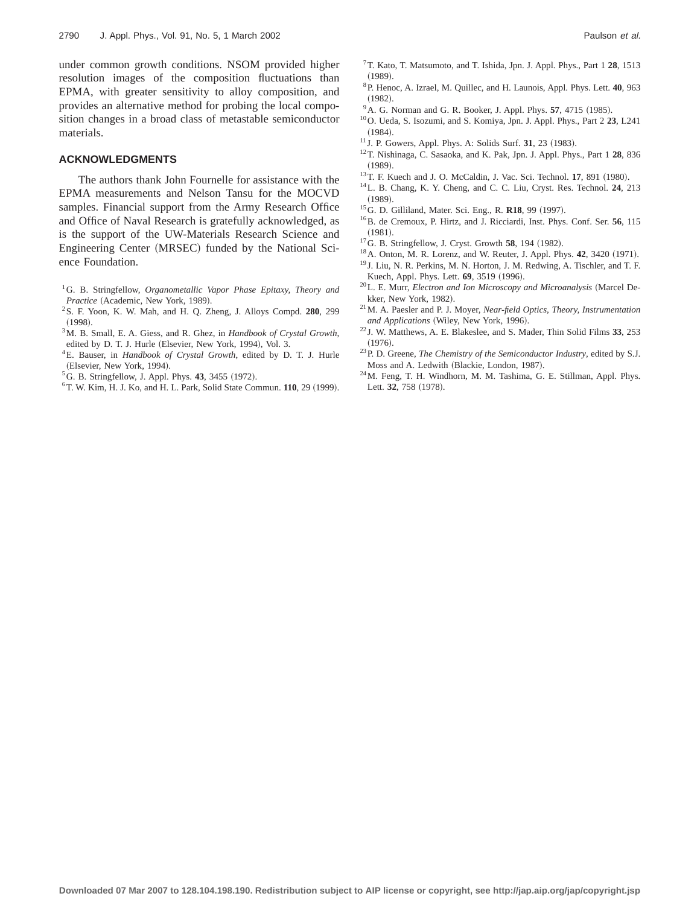under common growth conditions. NSOM provided higher resolution images of the composition fluctuations than EPMA, with greater sensitivity to alloy composition, and provides an alternative method for probing the local composition changes in a broad class of metastable semiconductor materials.

## ACKNOWLEDGMENTS

The authors thank John Fournelle for assistance with the EPMA measurements and Nelson Tansu for the MOCVD samples. Financial support from the Army Research Office and Office of Naval Research is gratefully acknowledged, as is the support of the UW-Materials Research Science and Engineering Center (MRSEC) funded by the National Science Foundation.

[1] G. B. Stringfellow, *Organometallic Vapor Phase Epitaxy, Theory and Practice* (Academic, New York, 1989).
[2] S. F. Yoon, K. W. Mah, and H. Q. Zheng, J. Alloys Compd. **280**, 299 (1998).
[3] M. B. Small, E. A. Giess, and R. Ghez, in *Handbook of Crystal Growth*, edited by D. T. J. Hurle (Elsevier, New York, 1994), Vol. 3.
[4] E. Bauser, in *Handbook of Crystal Growth*, edited by D. T. J. Hurle (Elsevier, New York, 1994).
[5] G. B. Stringfellow, J. Appl. Phys. **43**, 3455 (1972).
[6] T. W. Kim, H. J. Ko, and H. L. Park, Solid State Commun. **110**, 29 (1999).
[7] T. Kato, T. Matsumoto, and T. Ishida, Jpn. J. Appl. Phys., Part 1 **28**, 1513 (1989).
[8] P. Henoc, A. Izrael, M. Quillec, and H. Launois, Appl. Phys. Lett. **40**, 963 (1982).
[9] A. G. Norman and G. R. Booker, J. Appl. Phys. **57**, 4715 (1985).
[10] O. Ueda, S. Isozumi, and S. Komiya, Jpn. J. Appl. Phys., Part 2 **23**, L241 (1984).
[11] J. P. Gowers, Appl. Phys. A: Solids Surf. **31**, 23 (1983).
[12] T. Nishinaga, C. Sasaoka, and K. Pak, Jpn. J. Appl. Phys., Part 1 **28**, 836 (1989).
[13] T. F. Kuech and J. O. McCaldin, J. Vac. Sci. Technol. **17**, 891 (1980).
[14] L. B. Chang, K. Y. Cheng, and C. C. Liu, Cryst. Res. Technol. **24**, 213 (1989).
[15] G. D. Gilliland, Mater. Sci. Eng., R. **R18**, 99 (1997).
[16] B. de Cremoux, P. Hirtz, and J. Ricciardi, Inst. Phys. Conf. Ser. **56**, 115 (1981).
[17] G. B. Stringfellow, J. Cryst. Growth **58**, 194 (1982).
[18] A. Onton, M. R. Lorenz, and W. Reuter, J. Appl. Phys. **42**, 3420 (1971).
[19] J. Liu, N. R. Perkins, M. N. Horton, J. M. Redwing, A. Tischler, and T. F. Kuech, Appl. Phys. Lett. **69**, 3519 (1996).
[20] L. E. Murr, *Electron and Ion Microscopy and Microanalysis* (Marcel Dekker, New York, 1982).
[21] M. A. Paesler and P. J. Moyer, *Near-field Optics, Theory, Instrumentation and Applications* (Wiley, New York, 1996).
[22] J. W. Matthews, A. E. Blakeslee, and S. Mader, Thin Solid Films **33**, 253 (1976).
[23] P. D. Greene, *The Chemistry of the Semiconductor Industry*, edited by S.J. Moss and A. Ledwith (Blackie, London, 1987).
[24] M. Feng, T. H. Windhorn, M. M. Tashima, G. E. Stillman, Appl. Phys. Lett. **32**, 758 (1978).